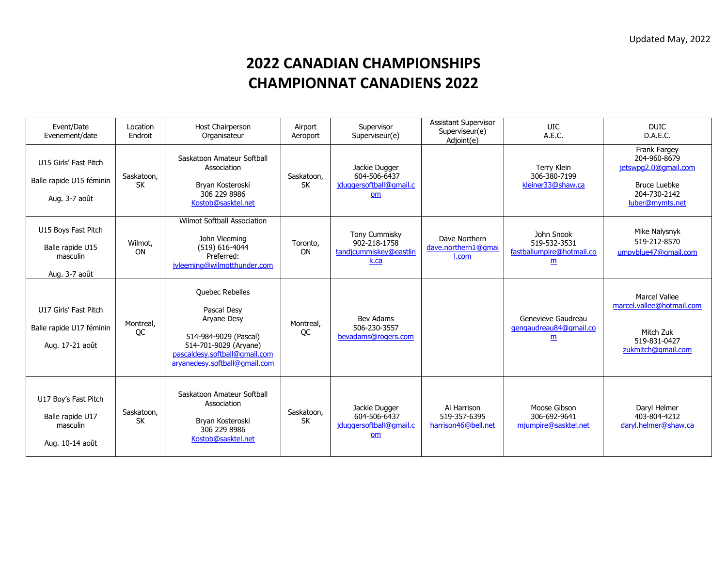Updated May, 2022

# 2022 CANADIAN CHAMPIONSHIPS
# CHAMPIONNAT CANADIENS 2022

| Event/Date Evenement/date | Location Endroit | Host Chairperson Organisateur | Airport Aeroport | Supervisor Superviseur(e) | Assistant Supervisor Superviseur(e) Adjoint(e) | UIC A.E.C. | DUIC D.A.E.C. |
|---|---|---|---|---|---|---|---|
| U15 Girls' Fast Pitch<br><br>Balle rapide U15 féminin<br><br>Aug. 3-7 août | Saskatoon, SK | Saskatoon Amateur Softball Association<br><br>Bryan Kosteroski<br>306 229 8986<br>Kostob@sasktel.net | Saskatoon, SK | Jackie Dugger<br>604-506-6437<br>jduggersoftball@gmail.com | | Terry Klein<br>306-380-7199<br>kleiner33@shaw.ca | Frank Fargey<br>204-960-8679<br>jetswpg2.0@gmail.com<br><br>Bruce Luebke<br>204-730-2142<br>luber@mymts.net |
| U15 Boys Fast Pitch<br><br>Balle rapide U15 masculin<br><br>Aug. 3-7 août | Wilmot, ON | Wilmot Softball Association<br><br>John Vleeming<br>(519) 616-4044<br>Preferred:<br>jvleeming@wilmotthunder.com | Toronto, ON | Tony Cummisky<br>902-218-1758<br>tandjcummiskey@eastlink.ca | Dave Northern<br>dave.northern1@gmail.com | John Snook<br>519-532-3531<br>fastballumpire@hotmail.com | Mike Nalysnyk<br>519-212-8570<br>umpyblue47@gmail.com |
| U17 Girls' Fast Pitch<br><br>Balle rapide U17 féminin<br><br>Aug. 17-21 août | Montreal, QC | Quebec Rebelles<br><br>Pascal Desy<br>Aryane Desy<br><br>514-984-9029 (Pascal)<br>514-701-9029 (Aryane)<br>pascaldesy.softball@gmail.com<br>aryanedesy.softball@gmail.com | Montreal, QC | Bev Adams<br>506-230-3557<br>bevadams@rogers.com | | Genevieve Gaudreau<br>gengaudreau84@gmail.com | Marcel Vallee<br>marcel.vallee@hotmail.com<br><br>Mitch Zuk<br>519-831-0427<br>zukmitch@gmail.com |
| U17 Boy's Fast Pitch<br><br>Balle rapide U17 masculin<br><br>Aug. 10-14 août | Saskatoon, SK | Saskatoon Amateur Softball Association<br><br>Bryan Kosteroski<br>306 229 8986<br>Kostob@sasktel.net | Saskatoon, SK | Jackie Dugger<br>604-506-6437<br>jduggersoftball@gmail.com | Al Harrison<br>519-357-6395<br>harrison46@bell.net | Moose Gibson<br>306-692-9641<br>mjumpire@sasktel.net | Daryl Helmer<br>403-804-4212<br>daryl.helmer@shaw.ca |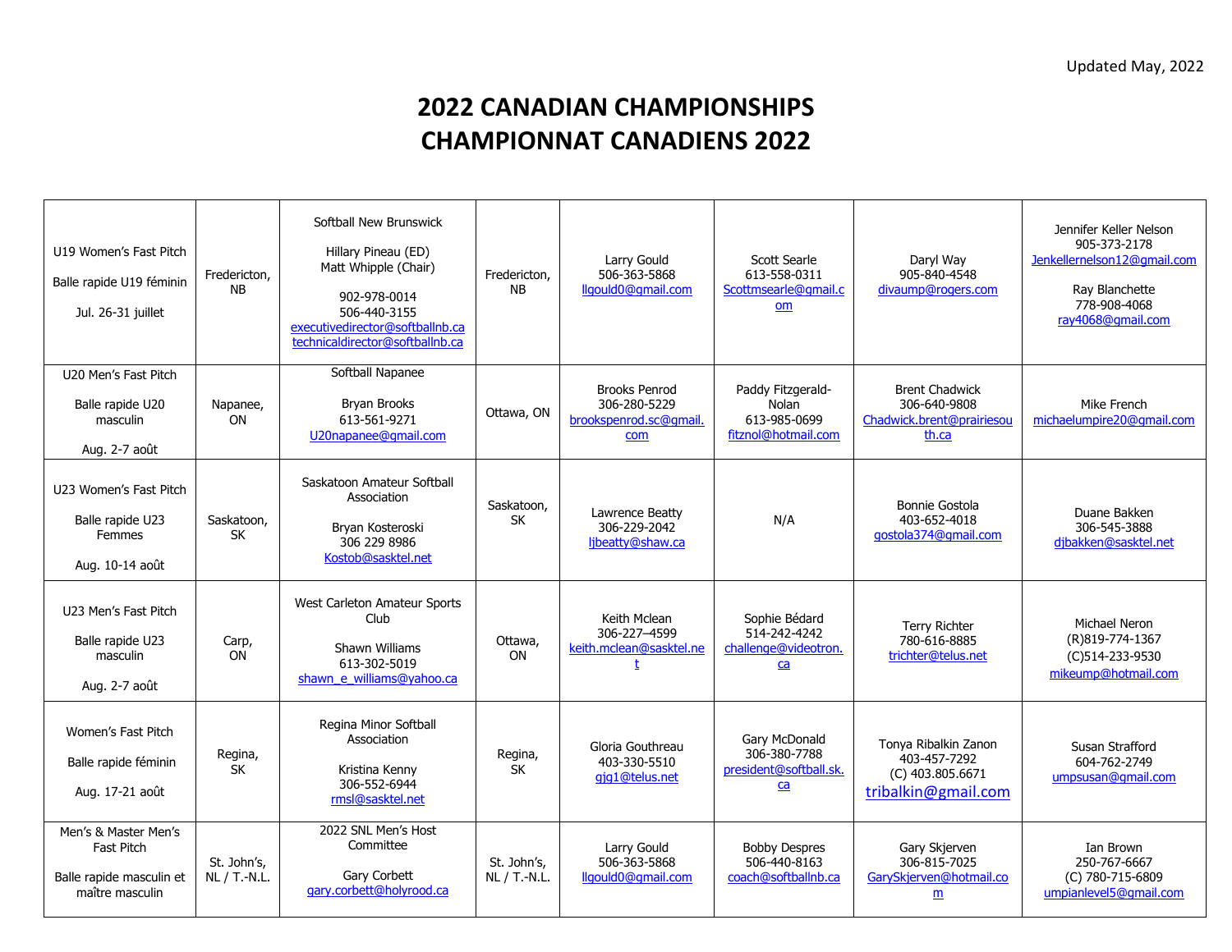Updated May, 2022

# 2022 CANADIAN CHAMPIONSHIPS
# CHAMPIONNAT CANADIENS 2022

| | | | | | | | |
|---|---|---|---|---|---|---|---|
| U19 Women's Fast Pitch<br><br>Balle rapide U19 féminin<br><br>Jul. 26-31 juillet | Fredericton, NB | Softball New Brunswick<br><br>Hillary Pineau (ED)<br>Matt Whipple (Chair)<br><br>902-978-0014<br>506-440-3155<br>executivedirector@softballnb.ca<br>technicaldirector@softballnb.ca | Fredericton, NB | Larry Gould<br>506-363-5868<br>llgould0@gmail.com | Scott Searle<br>613-558-0311<br>Scottmsearle@gmail.com | Daryl Way<br>905-840-4548<br>divaump@rogers.com | Jennifer Keller Nelson<br>905-373-2178<br>Jenkellernelson12@gmail.com<br><br>Ray Blanchette<br>778-908-4068<br>ray4068@gmail.com |
| U20 Men's Fast Pitch<br><br>Balle rapide U20 masculin<br><br>Aug. 2-7 août | Napanee, ON | Softball Napanee<br><br>Bryan Brooks<br>613-561-9271<br>U20napanee@gmail.com | Ottawa, ON | Brooks Penrod<br>306-280-5229<br>brookspenrod.sc@gmail.com | Paddy Fitzgerald-Nolan<br>613-985-0699<br>fitznol@hotmail.com | Brent Chadwick<br>306-640-9808<br>Chadwick.brent@prairiesouth.ca | Mike French<br>michaelumpire20@gmail.com |
| U23 Women's Fast Pitch<br><br>Balle rapide U23 Femmes<br><br>Aug. 10-14 août | Saskatoon, SK | Saskatoon Amateur Softball Association<br><br>Bryan Kosteroski<br>306 229 8986<br>Kostob@sasktel.net | Saskatoon, SK | Lawrence Beatty<br>306-229-2042<br>ljbeatty@shaw.ca | N/A | Bonnie Gostola<br>403-652-4018<br>gostola374@gmail.com | Duane Bakken<br>306-545-3888<br>djbakken@sasktel.net |
| U23 Men's Fast Pitch<br><br>Balle rapide U23 masculin<br><br>Aug. 2-7 août | Carp, ON | West Carleton Amateur Sports Club<br><br>Shawn Williams<br>613-302-5019<br>shawn_e_williams@yahoo.ca | Ottawa, ON | Keith Mclean<br>306-227–4599<br>keith.mclean@sasktel.net | Sophie Bédard<br>514-242-4242<br>challenge@videotron.ca | Terry Richter<br>780-616-8885<br>trichter@telus.net | Michael Neron<br>(R)819-774-1367<br>(C)514-233-9530<br>mikeump@hotmail.com |
| Women's Fast Pitch<br><br>Balle rapide féminin<br><br>Aug. 17-21 août | Regina, SK | Regina Minor Softball Association<br><br>Kristina Kenny<br>306-552-6944<br>rmsl@sasktel.net | Regina, SK | Gloria Gouthreau<br>403-330-5510<br>gjg1@telus.net | Gary McDonald<br>306-380-7788<br>president@softball.sk.ca | Tonya Ribalkin Zanon<br>403-457-7292<br>(C) 403.805.6671<br>tribalkin@gmail.com | Susan Strafford<br>604-762-2749<br>umpsusan@gmail.com |
| Men's & Master Men's Fast Pitch<br><br>Balle rapide masculin et maître masculin | St. John's, NL / T.-N.L. | 2022 SNL Men's Host Committee<br><br>Gary Corbett<br>gary.corbett@holyrood.ca | St. John's, NL / T.-N.L. | Larry Gould<br>506-363-5868<br>llgould0@gmail.com | Bobby Despres<br>506-440-8163<br>coach@softballnb.ca | Gary Skjerven<br>306-815-7025<br>GarySkjerven@hotmail.com | Ian Brown<br>250-767-6667<br>(C) 780-715-6809<br>umpianlevel5@gmail.com |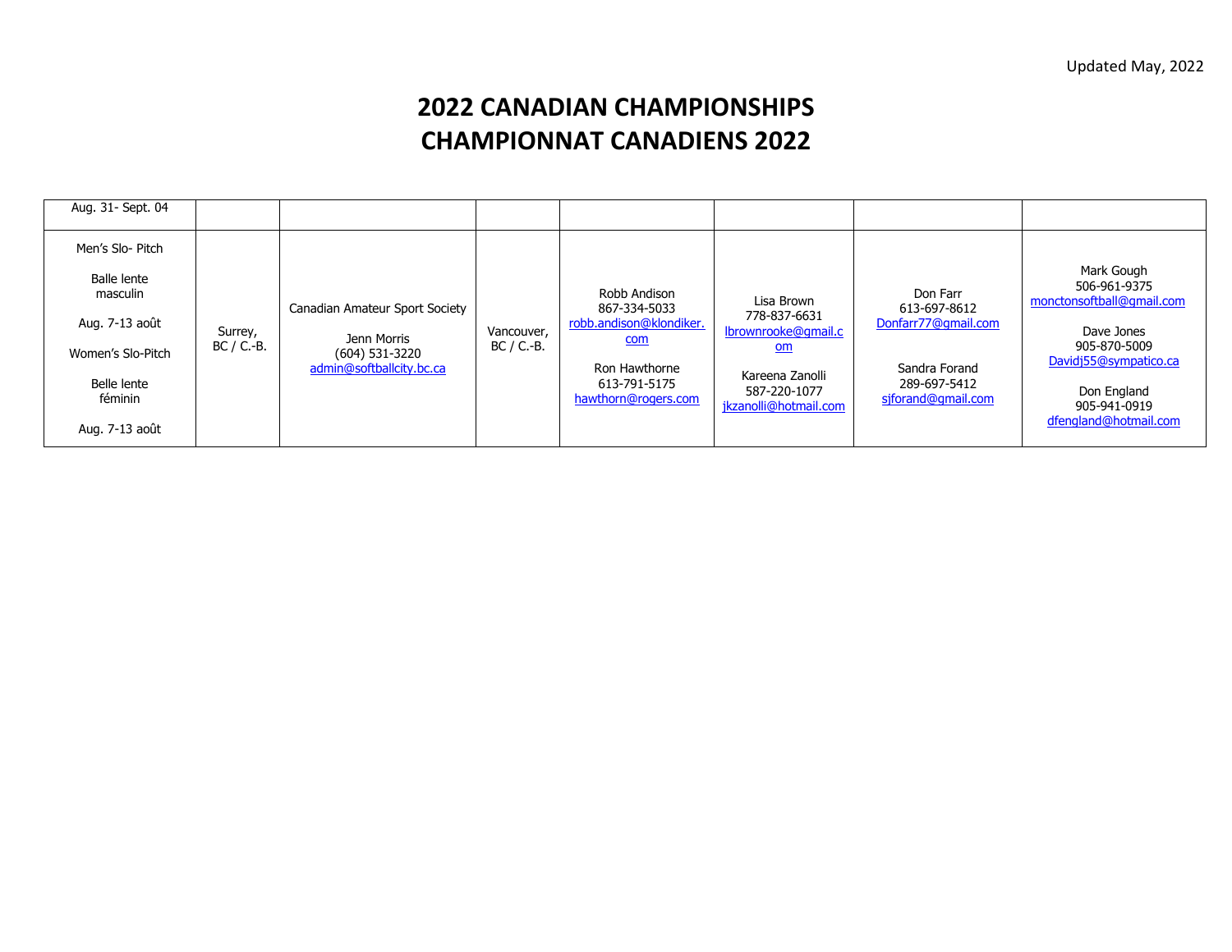Updated May, 2022

# 2022 CANADIAN CHAMPIONSHIPS
# CHAMPIONNAT CANADIENS 2022

| | | | | | | | |
|---|---|---|---|---|---|---|---|
| Aug. 31- Sept. 04 | | | | | | | |
| Men's Slo- Pitch<br><br>Balle lente masculin<br><br>Aug. 7-13 août<br><br>Women's Slo-Pitch<br><br>Belle lente féminin<br><br>Aug. 7-13 août | Surrey, BC / C.-B. | Canadian Amateur Sport Society<br><br>Jenn Morris<br>(604) 531-3220<br>admin@softballcity.bc.ca | Vancouver, BC / C.-B. | Robb Andison<br>867-334-5033<br>robb.andison@klondiker.com<br><br>Ron Hawthorne<br>613-791-5175<br>hawthorn@rogers.com | Lisa Brown<br>778-837-6631<br>lbrownrooke@gmail.com<br><br>Kareena Zanolli<br>587-220-1077<br>jkzanolli@hotmail.com | Don Farr<br>613-697-8612<br>Donfarr77@gmail.com<br><br>Sandra Forand<br>289-697-5412<br>sjforand@gmail.com | Mark Gough<br>506-961-9375<br>monctonsoftball@gmail.com<br><br>Dave Jones<br>905-870-5009<br>Davidj55@sympatico.ca<br><br>Don England<br>905-941-0919<br>dfengland@hotmail.com |